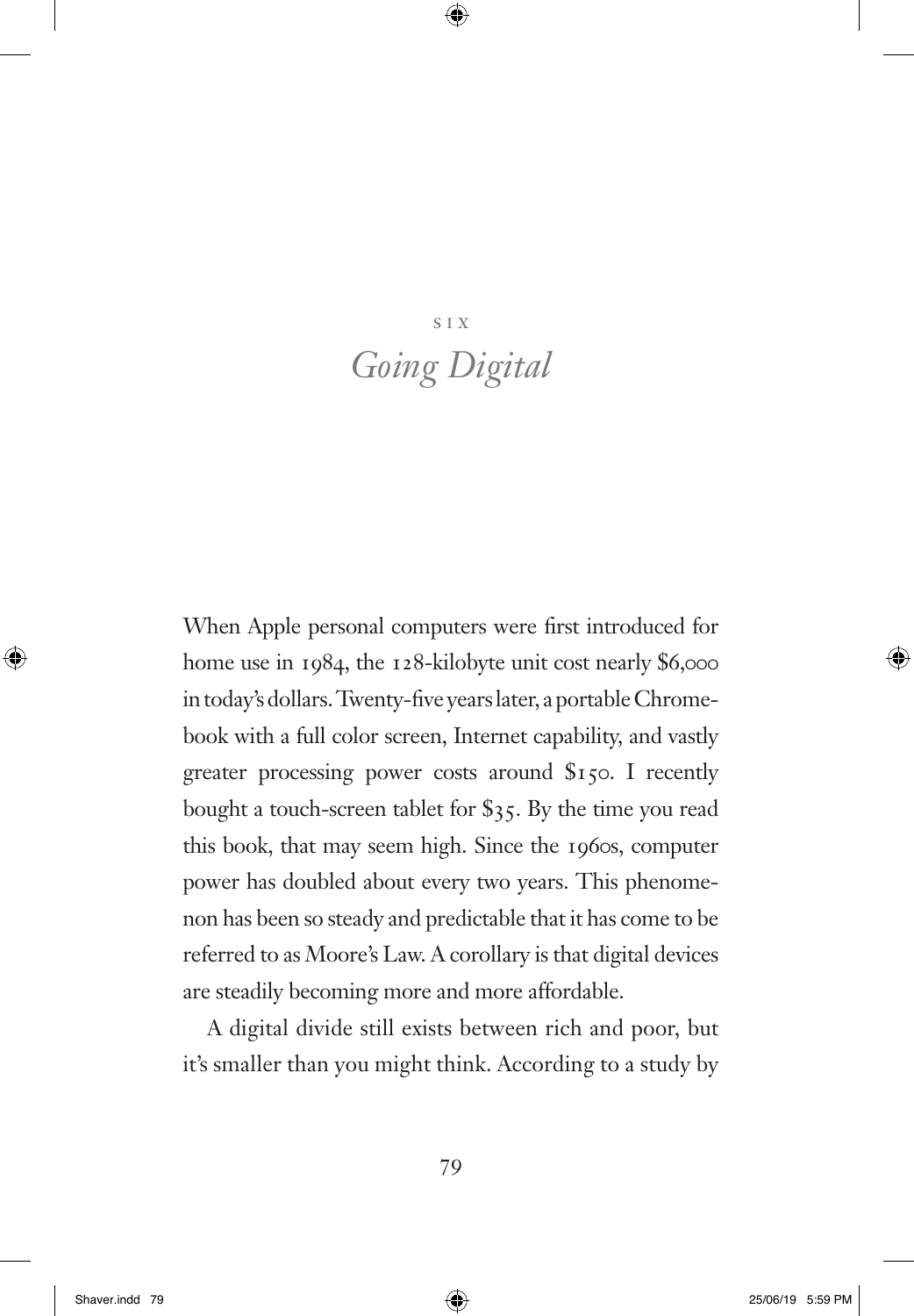SIX

# *Going Digital*

When Apple personal computers were first introduced for home use in 1984, the 128-kilobyte unit cost nearly $6,000 in today's dollars. Twenty-five years later, a portable Chromebook with a full color screen, Internet capability, and vastly greater processing power costs around $150. I recently bought a touch-screen tablet for $35. By the time you read this book, that may seem high. Since the 1960s, computer power has doubled about every two years. This phenomenon has been so steady and predictable that it has come to be referred to as Moore's Law. A corollary is that digital devices are steadily becoming more and more affordable.

A digital divide still exists between rich and poor, but it's smaller than you might think. According to a study by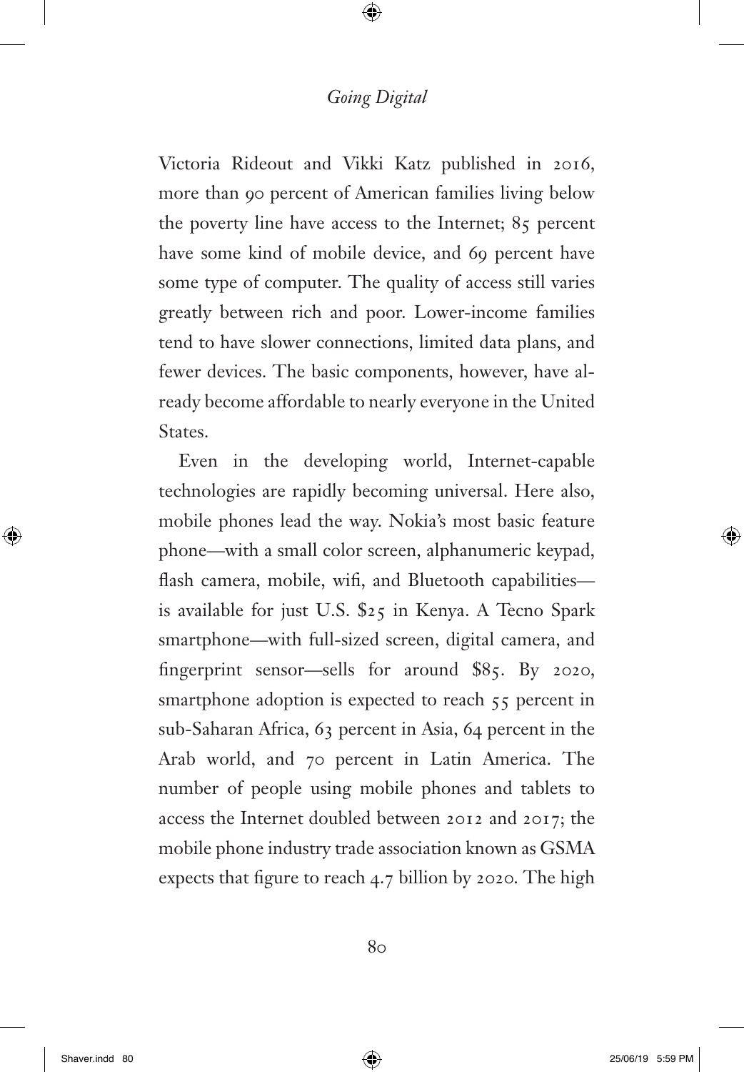Victoria Rideout and Vikki Katz published in 2016, more than 90 percent of American families living below the poverty line have access to the Internet; 85 percent have some kind of mobile device, and 69 percent have some type of computer. The quality of access still varies greatly between rich and poor. Lower-income families tend to have slower connections, limited data plans, and fewer devices. The basic components, however, have already become affordable to nearly everyone in the United States.

Even in the developing world, Internet-capable technologies are rapidly becoming universal. Here also, mobile phones lead the way. Nokia's most basic feature phone—with a small color screen, alphanumeric keypad, flash camera, mobile, wifi, and Bluetooth capabilities—is available for just U.S. $25 in Kenya. A Tecno Spark smartphone—with full-sized screen, digital camera, and fingerprint sensor—sells for around $85. By 2020, smartphone adoption is expected to reach 55 percent in sub-Saharan Africa, 63 percent in Asia, 64 percent in the Arab world, and 70 percent in Latin America. The number of people using mobile phones and tablets to access the Internet doubled between 2012 and 2017; the mobile phone industry trade association known as GSMA expects that figure to reach 4.7 billion by 2020. The high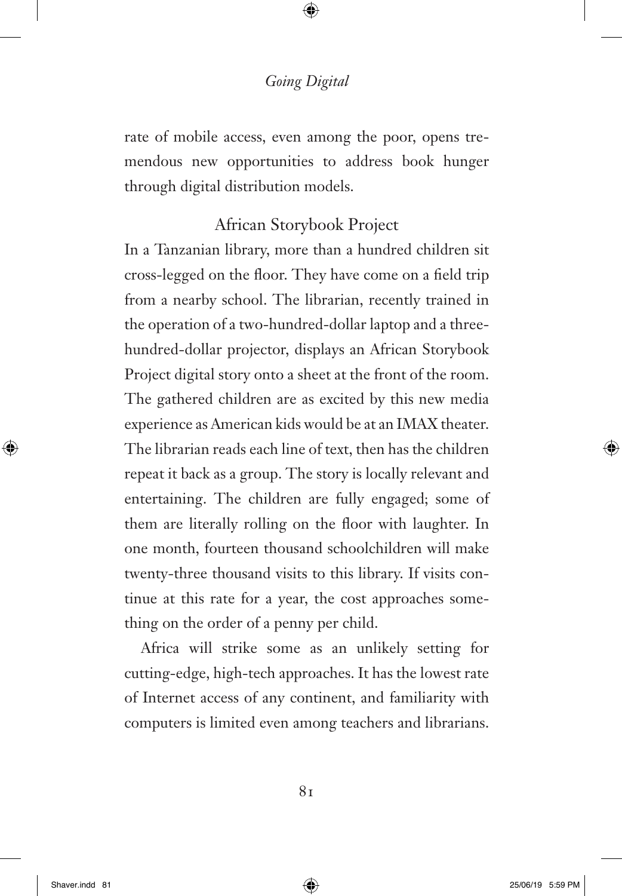rate of mobile access, even among the poor, opens tremendous new opportunities to address book hunger through digital distribution models.

## African Storybook Project

In a Tanzanian library, more than a hundred children sit cross-legged on the floor. They have come on a field trip from a nearby school. The librarian, recently trained in the operation of a two-hundred-dollar laptop and a three-hundred-dollar projector, displays an African Storybook Project digital story onto a sheet at the front of the room. The gathered children are as excited by this new media experience as American kids would be at an IMAX theater. The librarian reads each line of text, then has the children repeat it back as a group. The story is locally relevant and entertaining. The children are fully engaged; some of them are literally rolling on the floor with laughter. In one month, fourteen thousand schoolchildren will make twenty-three thousand visits to this library. If visits continue at this rate for a year, the cost approaches something on the order of a penny per child.

Africa will strike some as an unlikely setting for cutting-edge, high-tech approaches. It has the lowest rate of Internet access of any continent, and familiarity with computers is limited even among teachers and librarians.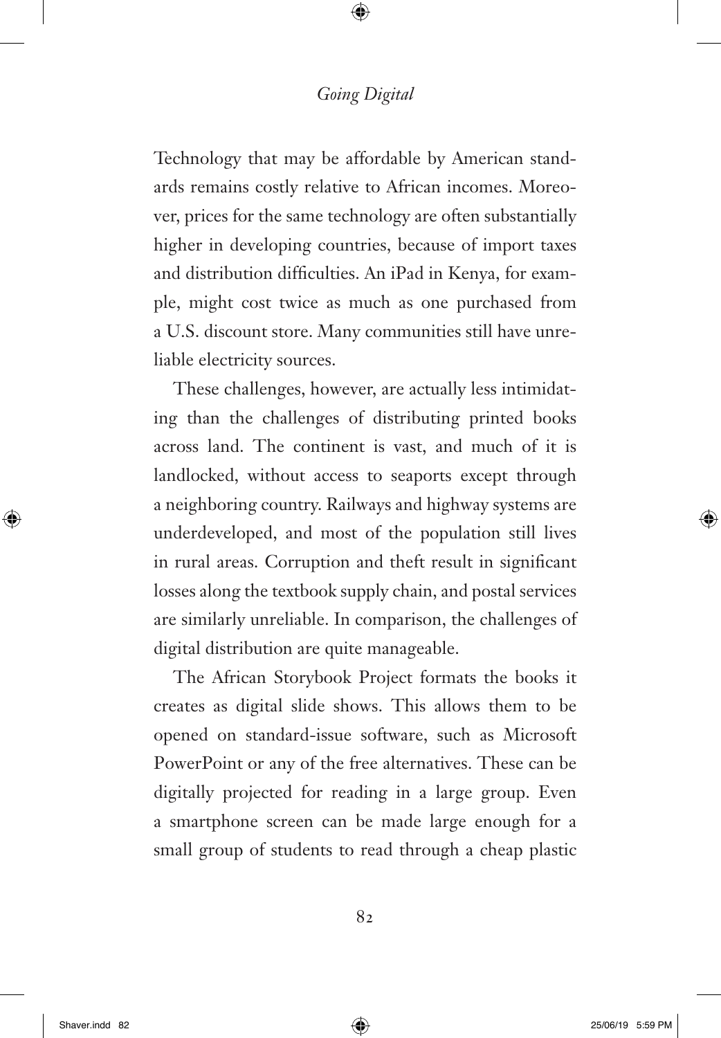Technology that may be affordable by American standards remains costly relative to African incomes. Moreover, prices for the same technology are often substantially higher in developing countries, because of import taxes and distribution difficulties. An iPad in Kenya, for example, might cost twice as much as one purchased from a U.S. discount store. Many communities still have unreliable electricity sources.

These challenges, however, are actually less intimidating than the challenges of distributing printed books across land. The continent is vast, and much of it is landlocked, without access to seaports except through a neighboring country. Railways and highway systems are underdeveloped, and most of the population still lives in rural areas. Corruption and theft result in significant losses along the textbook supply chain, and postal services are similarly unreliable. In comparison, the challenges of digital distribution are quite manageable.

The African Storybook Project formats the books it creates as digital slide shows. This allows them to be opened on standard-issue software, such as Microsoft PowerPoint or any of the free alternatives. These can be digitally projected for reading in a large group. Even a smartphone screen can be made large enough for a small group of students to read through a cheap plastic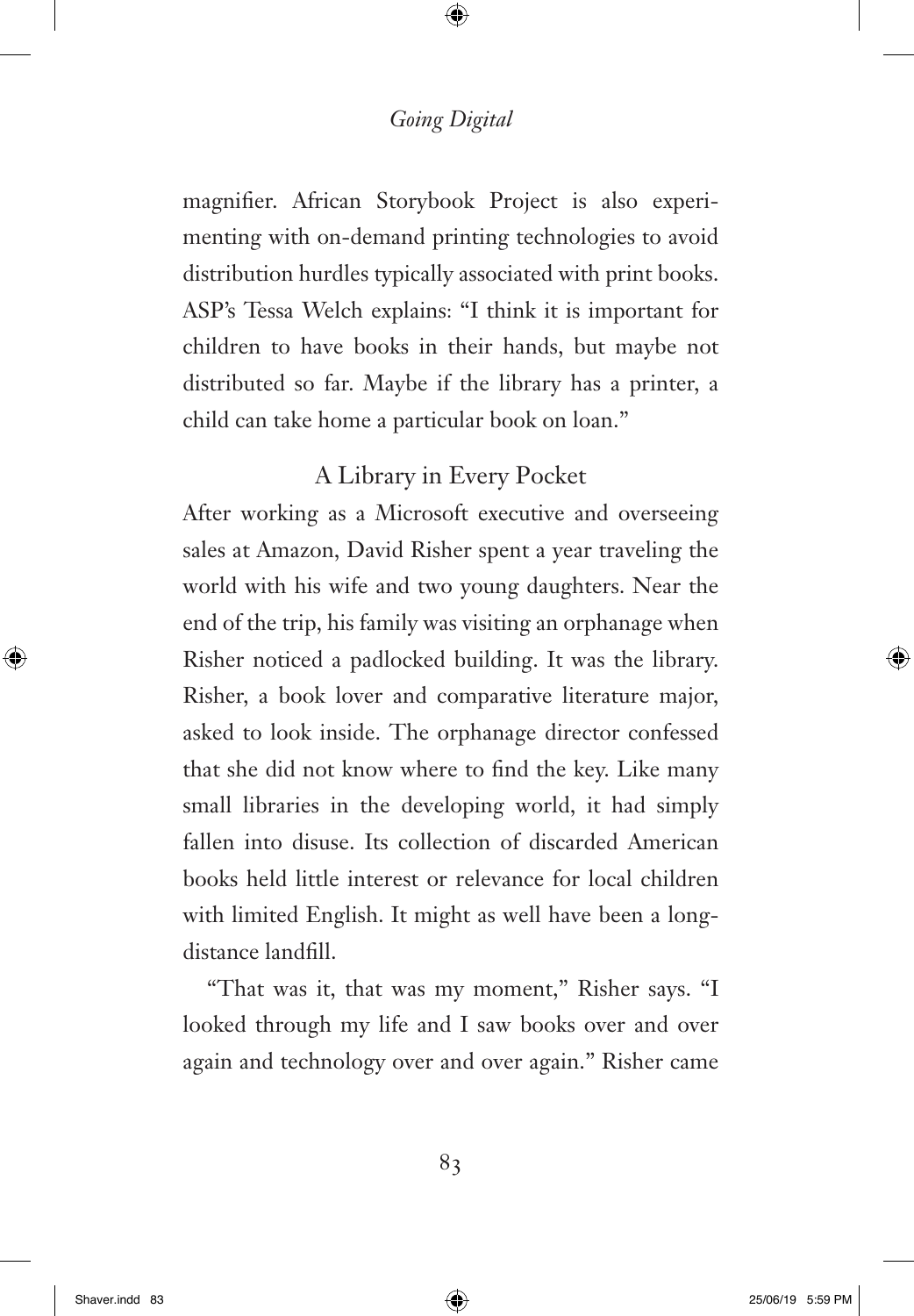magnifier. African Storybook Project is also experimenting with on-demand printing technologies to avoid distribution hurdles typically associated with print books. ASP's Tessa Welch explains: "I think it is important for children to have books in their hands, but maybe not distributed so far. Maybe if the library has a printer, a child can take home a particular book on loan."

## A Library in Every Pocket

After working as a Microsoft executive and overseeing sales at Amazon, David Risher spent a year traveling the world with his wife and two young daughters. Near the end of the trip, his family was visiting an orphanage when Risher noticed a padlocked building. It was the library. Risher, a book lover and comparative literature major, asked to look inside. The orphanage director confessed that she did not know where to find the key. Like many small libraries in the developing world, it had simply fallen into disuse. Its collection of discarded American books held little interest or relevance for local children with limited English. It might as well have been a long-distance landfill.

"That was it, that was my moment," Risher says. "I looked through my life and I saw books over and over again and technology over and over again." Risher came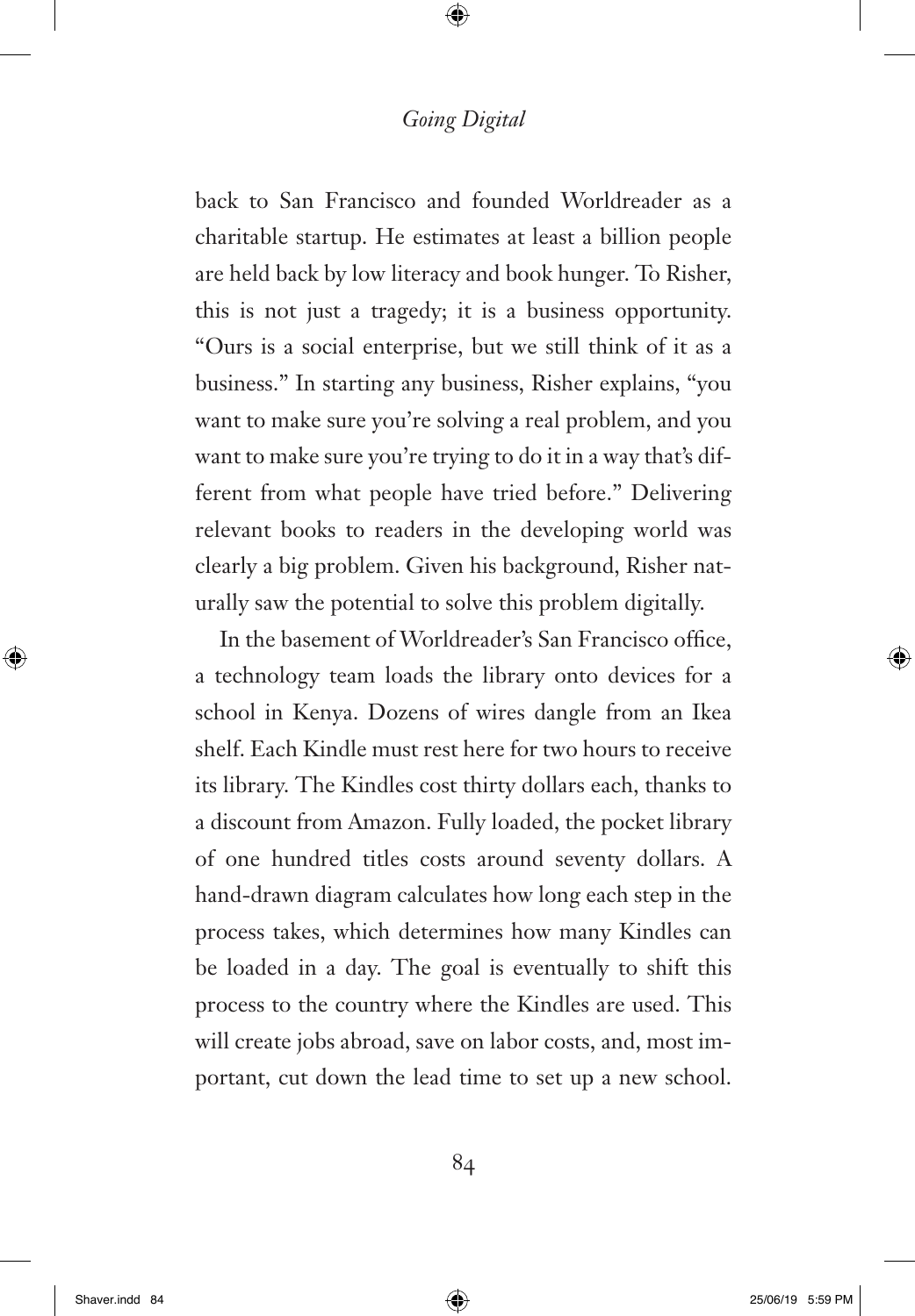back to San Francisco and founded Worldreader as a charitable startup. He estimates at least a billion people are held back by low literacy and book hunger. To Risher, this is not just a tragedy; it is a business opportunity. "Ours is a social enterprise, but we still think of it as a business." In starting any business, Risher explains, "you want to make sure you're solving a real problem, and you want to make sure you're trying to do it in a way that's different from what people have tried before." Delivering relevant books to readers in the developing world was clearly a big problem. Given his background, Risher naturally saw the potential to solve this problem digitally.

In the basement of Worldreader's San Francisco office, a technology team loads the library onto devices for a school in Kenya. Dozens of wires dangle from an Ikea shelf. Each Kindle must rest here for two hours to receive its library. The Kindles cost thirty dollars each, thanks to a discount from Amazon. Fully loaded, the pocket library of one hundred titles costs around seventy dollars. A hand-drawn diagram calculates how long each step in the process takes, which determines how many Kindles can be loaded in a day. The goal is eventually to shift this process to the country where the Kindles are used. This will create jobs abroad, save on labor costs, and, most important, cut down the lead time to set up a new school.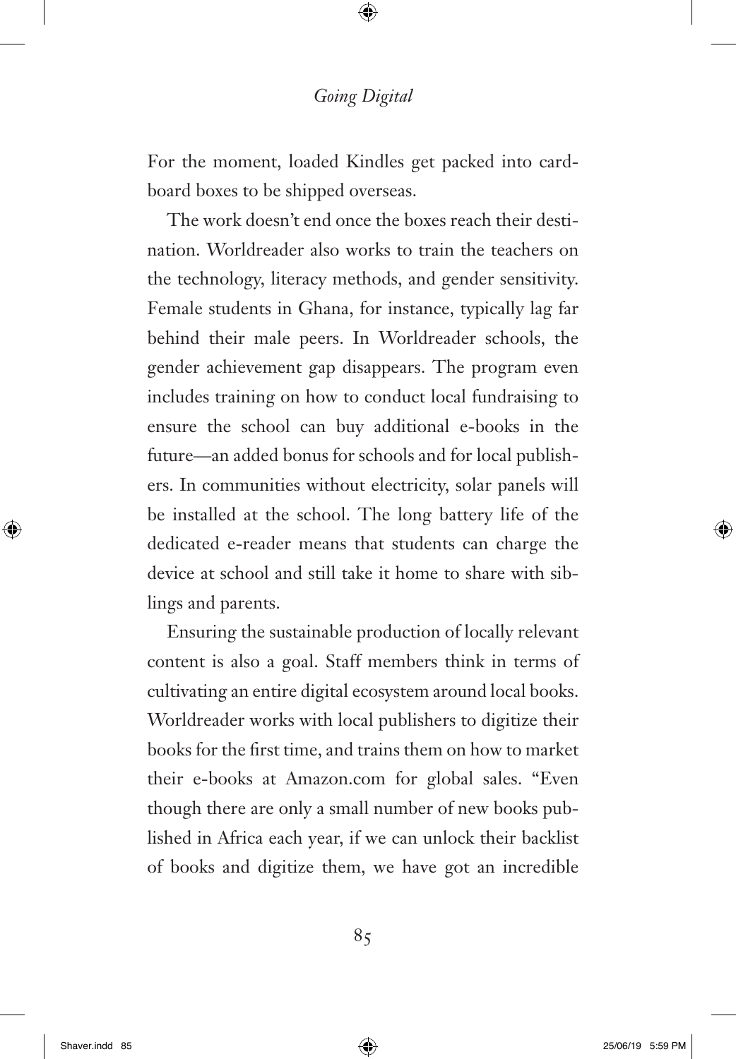For the moment, loaded Kindles get packed into cardboard boxes to be shipped overseas.

The work doesn't end once the boxes reach their destination. Worldreader also works to train the teachers on the technology, literacy methods, and gender sensitivity. Female students in Ghana, for instance, typically lag far behind their male peers. In Worldreader schools, the gender achievement gap disappears. The program even includes training on how to conduct local fundraising to ensure the school can buy additional e-books in the future—an added bonus for schools and for local publishers. In communities without electricity, solar panels will be installed at the school. The long battery life of the dedicated e-reader means that students can charge the device at school and still take it home to share with siblings and parents.

Ensuring the sustainable production of locally relevant content is also a goal. Staff members think in terms of cultivating an entire digital ecosystem around local books. Worldreader works with local publishers to digitize their books for the first time, and trains them on how to market their e-books at Amazon.com for global sales. "Even though there are only a small number of new books published in Africa each year, if we can unlock their backlist of books and digitize them, we have got an incredible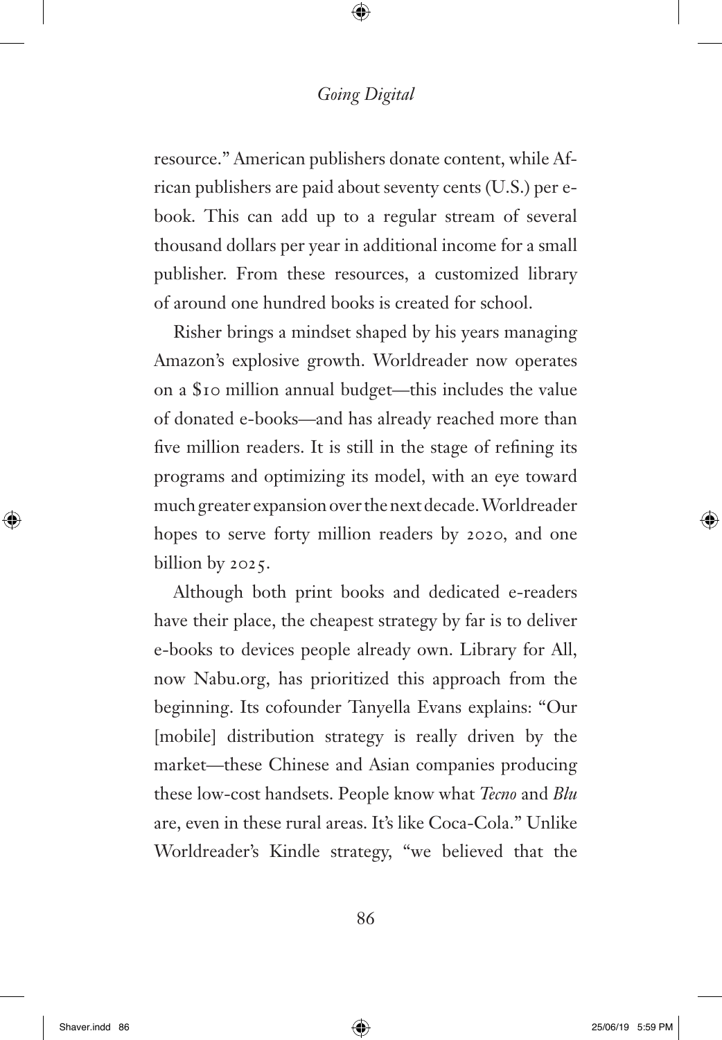resource." American publishers donate content, while African publishers are paid about seventy cents (U.S.) per e-book. This can add up to a regular stream of several thousand dollars per year in additional income for a small publisher. From these resources, a customized library of around one hundred books is created for school.

Risher brings a mindset shaped by his years managing Amazon's explosive growth. Worldreader now operates on a $10 million annual budget—this includes the value of donated e-books—and has already reached more than five million readers. It is still in the stage of refining its programs and optimizing its model, with an eye toward much greater expansion over the next decade. Worldreader hopes to serve forty million readers by 2020, and one billion by 2025.

Although both print books and dedicated e-readers have their place, the cheapest strategy by far is to deliver e-books to devices people already own. Library for All, now Nabu.org, has prioritized this approach from the beginning. Its cofounder Tanyella Evans explains: "Our [mobile] distribution strategy is really driven by the market—these Chinese and Asian companies producing these low-cost handsets. People know what *Tecno* and *Blu* are, even in these rural areas. It's like Coca-Cola." Unlike Worldreader's Kindle strategy, "we believed that the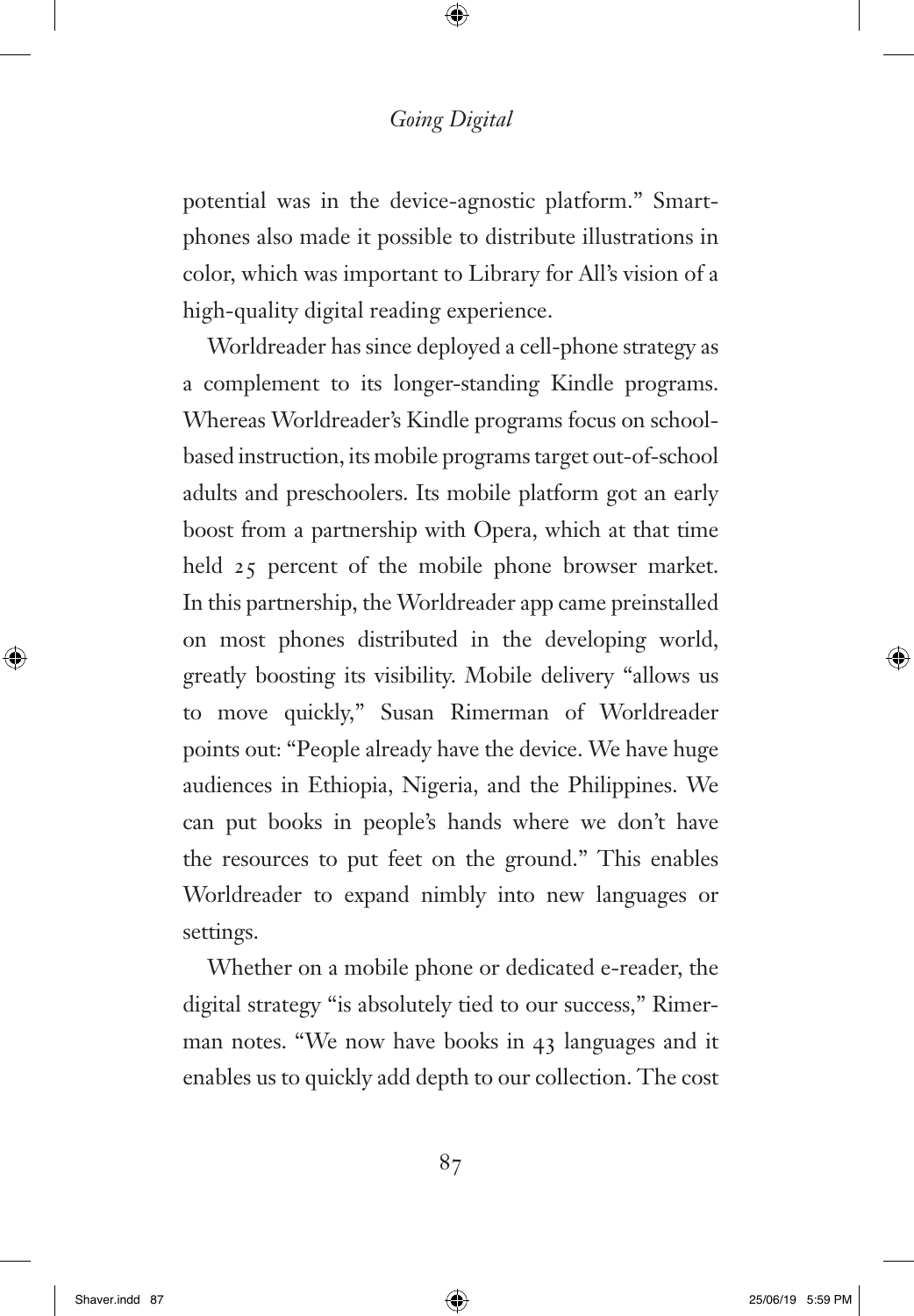potential was in the device-agnostic platform." Smartphones also made it possible to distribute illustrations in color, which was important to Library for All's vision of a high-quality digital reading experience.

Worldreader has since deployed a cell-phone strategy as a complement to its longer-standing Kindle programs. Whereas Worldreader's Kindle programs focus on school-based instruction, its mobile programs target out-of-school adults and preschoolers. Its mobile platform got an early boost from a partnership with Opera, which at that time held 25 percent of the mobile phone browser market. In this partnership, the Worldreader app came preinstalled on most phones distributed in the developing world, greatly boosting its visibility. Mobile delivery "allows us to move quickly," Susan Rimerman of Worldreader points out: "People already have the device. We have huge audiences in Ethiopia, Nigeria, and the Philippines. We can put books in people's hands where we don't have the resources to put feet on the ground." This enables Worldreader to expand nimbly into new languages or settings.

Whether on a mobile phone or dedicated e-reader, the digital strategy "is absolutely tied to our success," Rimerman notes. "We now have books in 43 languages and it enables us to quickly add depth to our collection. The cost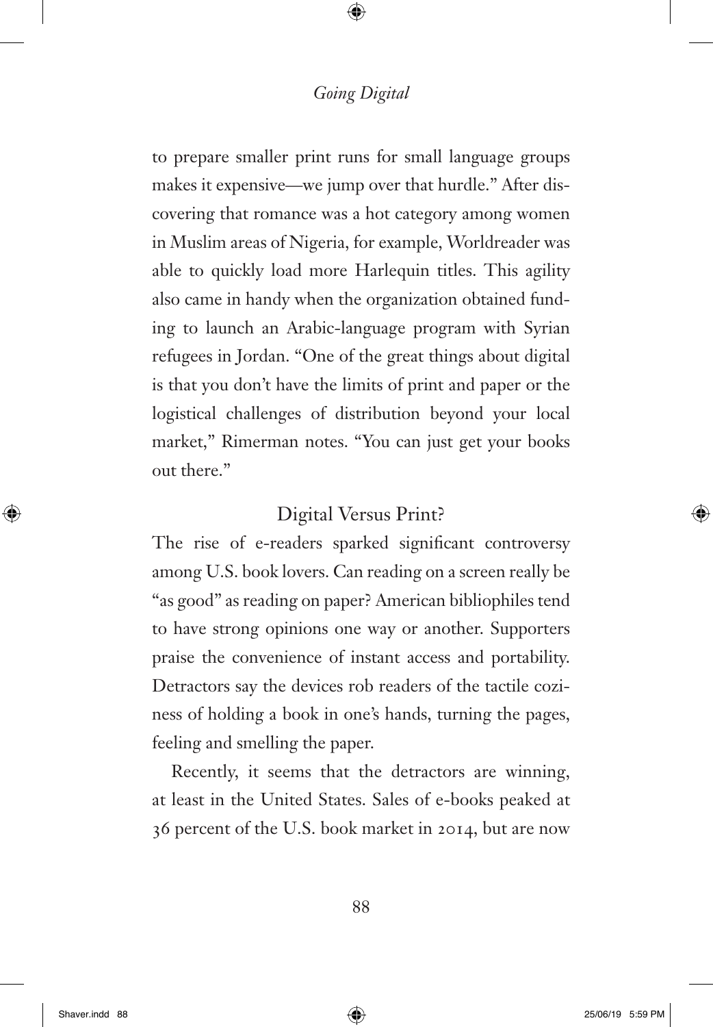to prepare smaller print runs for small language groups makes it expensive—we jump over that hurdle." After discovering that romance was a hot category among women in Muslim areas of Nigeria, for example, Worldreader was able to quickly load more Harlequin titles. This agility also came in handy when the organization obtained funding to launch an Arabic-language program with Syrian refugees in Jordan. "One of the great things about digital is that you don't have the limits of print and paper or the logistical challenges of distribution beyond your local market," Rimerman notes. "You can just get your books out there."

## Digital Versus Print?

The rise of e-readers sparked significant controversy among U.S. book lovers. Can reading on a screen really be "as good" as reading on paper? American bibliophiles tend to have strong opinions one way or another. Supporters praise the convenience of instant access and portability. Detractors say the devices rob readers of the tactile coziness of holding a book in one's hands, turning the pages, feeling and smelling the paper.

Recently, it seems that the detractors are winning, at least in the United States. Sales of e-books peaked at 36 percent of the U.S. book market in 2014, but are now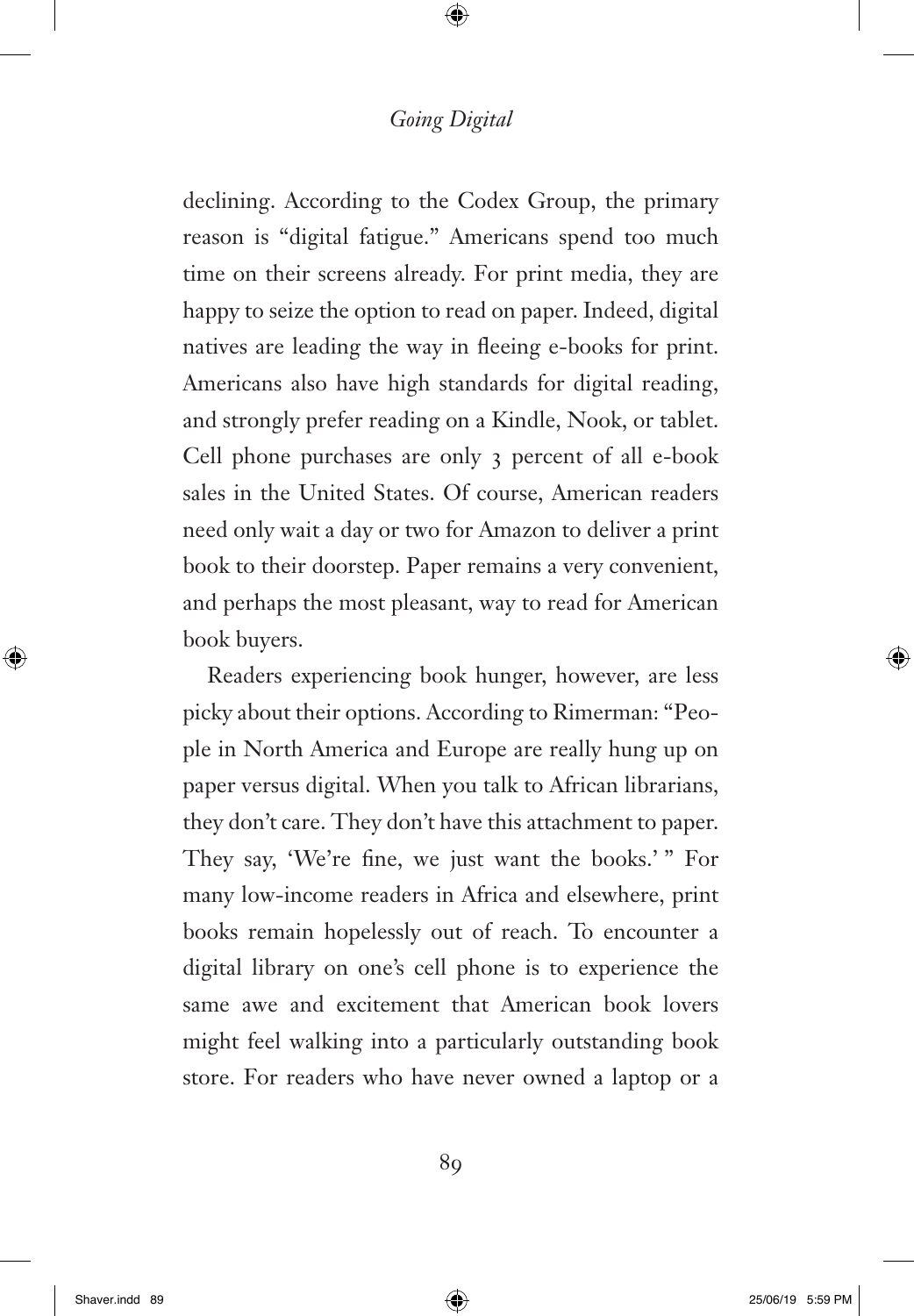declining. According to the Codex Group, the primary reason is "digital fatigue." Americans spend too much time on their screens already. For print media, they are happy to seize the option to read on paper. Indeed, digital natives are leading the way in fleeing e-books for print. Americans also have high standards for digital reading, and strongly prefer reading on a Kindle, Nook, or tablet. Cell phone purchases are only 3 percent of all e-book sales in the United States. Of course, American readers need only wait a day or two for Amazon to deliver a print book to their doorstep. Paper remains a very convenient, and perhaps the most pleasant, way to read for American book buyers.

Readers experiencing book hunger, however, are less picky about their options. According to Rimerman: "People in North America and Europe are really hung up on paper versus digital. When you talk to African librarians, they don't care. They don't have this attachment to paper. They say, 'We're fine, we just want the books.' " For many low-income readers in Africa and elsewhere, print books remain hopelessly out of reach. To encounter a digital library on one's cell phone is to experience the same awe and excitement that American book lovers might feel walking into a particularly outstanding book store. For readers who have never owned a laptop or a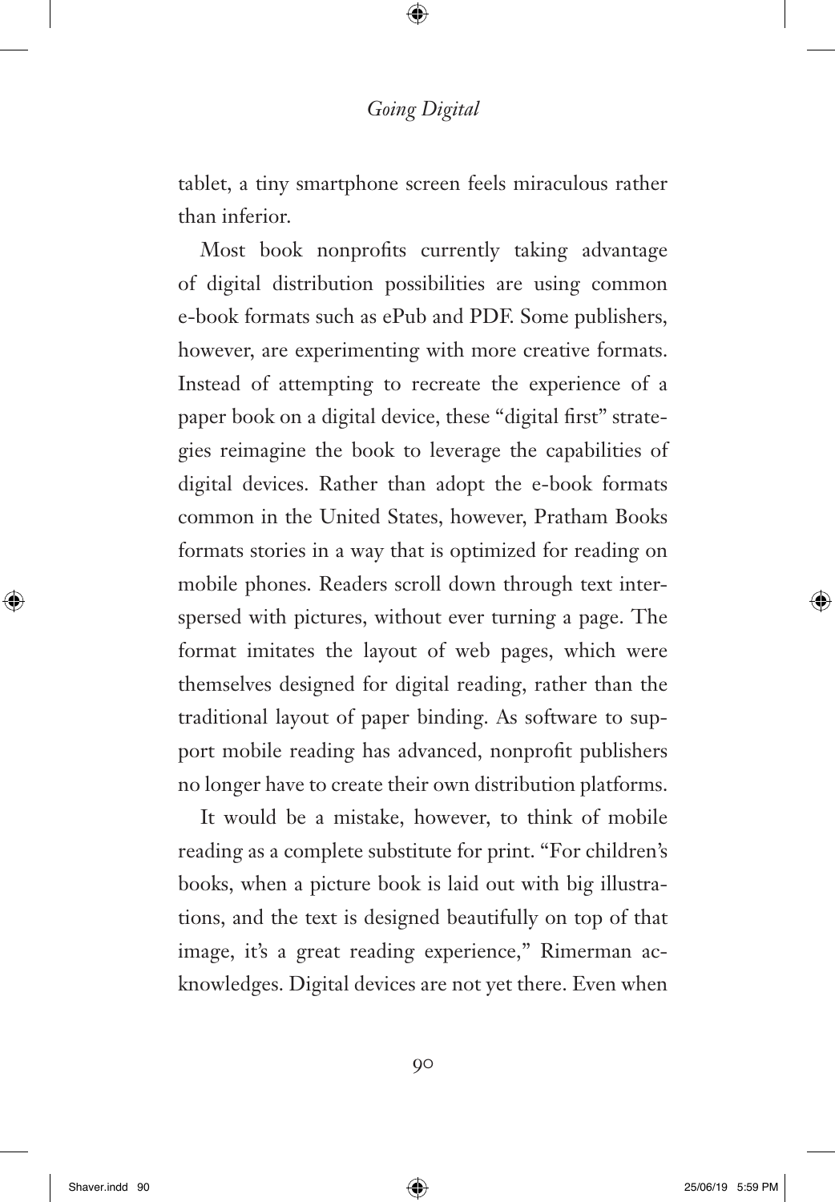tablet, a tiny smartphone screen feels miraculous rather than inferior.

Most book nonprofits currently taking advantage of digital distribution possibilities are using common e-book formats such as ePub and PDF. Some publishers, however, are experimenting with more creative formats. Instead of attempting to recreate the experience of a paper book on a digital device, these "digital first" strategies reimagine the book to leverage the capabilities of digital devices. Rather than adopt the e-book formats common in the United States, however, Pratham Books formats stories in a way that is optimized for reading on mobile phones. Readers scroll down through text interspersed with pictures, without ever turning a page. The format imitates the layout of web pages, which were themselves designed for digital reading, rather than the traditional layout of paper binding. As software to support mobile reading has advanced, nonprofit publishers no longer have to create their own distribution platforms.

It would be a mistake, however, to think of mobile reading as a complete substitute for print. "For children's books, when a picture book is laid out with big illustrations, and the text is designed beautifully on top of that image, it's a great reading experience," Rimerman acknowledges. Digital devices are not yet there. Even when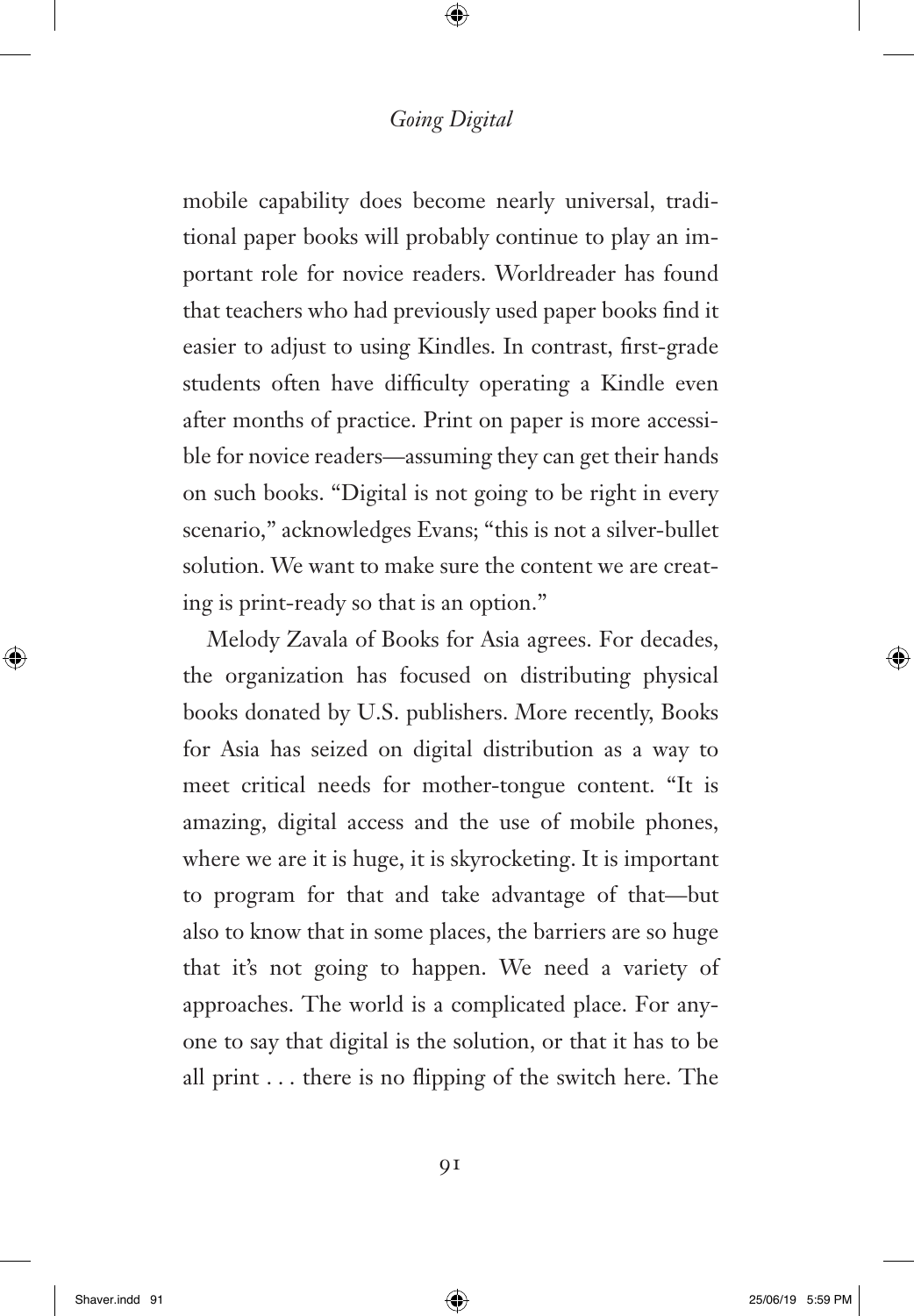mobile capability does become nearly universal, traditional paper books will probably continue to play an important role for novice readers. Worldreader has found that teachers who had previously used paper books find it easier to adjust to using Kindles. In contrast, first-grade students often have difficulty operating a Kindle even after months of practice. Print on paper is more accessible for novice readers—assuming they can get their hands on such books. "Digital is not going to be right in every scenario," acknowledges Evans; "this is not a silver-bullet solution. We want to make sure the content we are creating is print-ready so that is an option."

Melody Zavala of Books for Asia agrees. For decades, the organization has focused on distributing physical books donated by U.S. publishers. More recently, Books for Asia has seized on digital distribution as a way to meet critical needs for mother-tongue content. "It is amazing, digital access and the use of mobile phones, where we are it is huge, it is skyrocketing. It is important to program for that and take advantage of that—but also to know that in some places, the barriers are so huge that it's not going to happen. We need a variety of approaches. The world is a complicated place. For anyone to say that digital is the solution, or that it has to be all print . . . there is no flipping of the switch here. The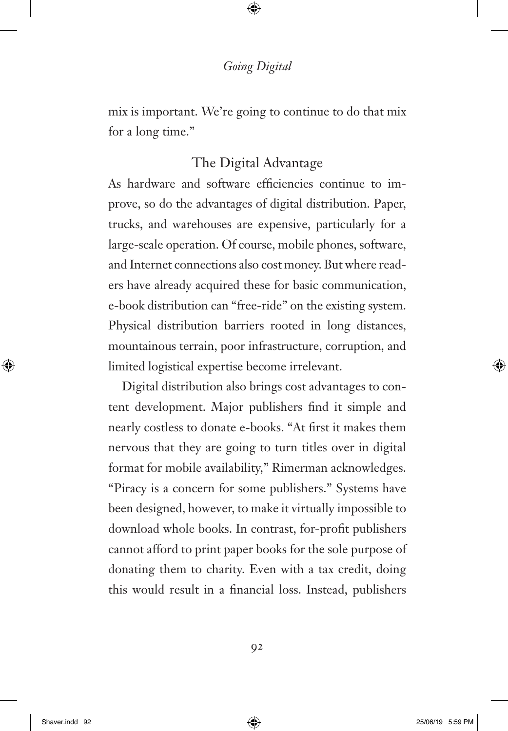mix is important. We're going to continue to do that mix for a long time."

## The Digital Advantage

As hardware and software efficiencies continue to improve, so do the advantages of digital distribution. Paper, trucks, and warehouses are expensive, particularly for a large-scale operation. Of course, mobile phones, software, and Internet connections also cost money. But where readers have already acquired these for basic communication, e-book distribution can "free-ride" on the existing system. Physical distribution barriers rooted in long distances, mountainous terrain, poor infrastructure, corruption, and limited logistical expertise become irrelevant.

Digital distribution also brings cost advantages to content development. Major publishers find it simple and nearly costless to donate e-books. "At first it makes them nervous that they are going to turn titles over in digital format for mobile availability," Rimerman acknowledges. "Piracy is a concern for some publishers." Systems have been designed, however, to make it virtually impossible to download whole books. In contrast, for-profit publishers cannot afford to print paper books for the sole purpose of donating them to charity. Even with a tax credit, doing this would result in a financial loss. Instead, publishers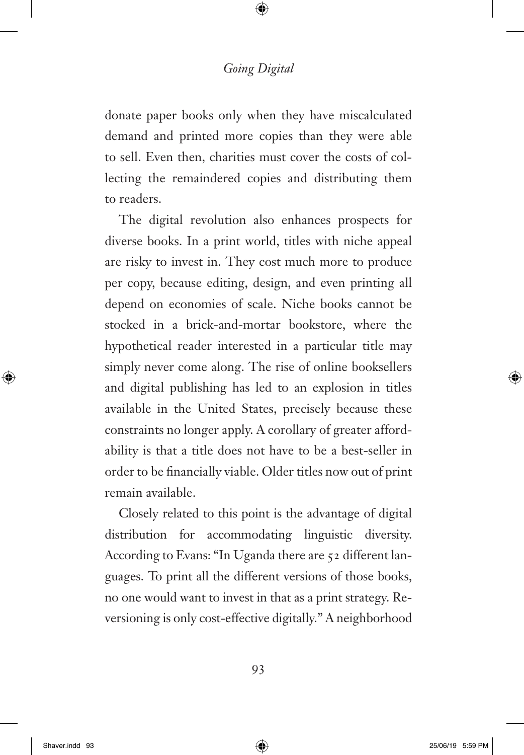donate paper books only when they have miscalculated demand and printed more copies than they were able to sell. Even then, charities must cover the costs of collecting the remaindered copies and distributing them to readers.

The digital revolution also enhances prospects for diverse books. In a print world, titles with niche appeal are risky to invest in. They cost much more to produce per copy, because editing, design, and even printing all depend on economies of scale. Niche books cannot be stocked in a brick-and-mortar bookstore, where the hypothetical reader interested in a particular title may simply never come along. The rise of online booksellers and digital publishing has led to an explosion in titles available in the United States, precisely because these constraints no longer apply. A corollary of greater affordability is that a title does not have to be a best-seller in order to be financially viable. Older titles now out of print remain available.

Closely related to this point is the advantage of digital distribution for accommodating linguistic diversity. According to Evans: "In Uganda there are 52 different languages. To print all the different versions of those books, no one would want to invest in that as a print strategy. Reversioning is only cost-effective digitally." A neighborhood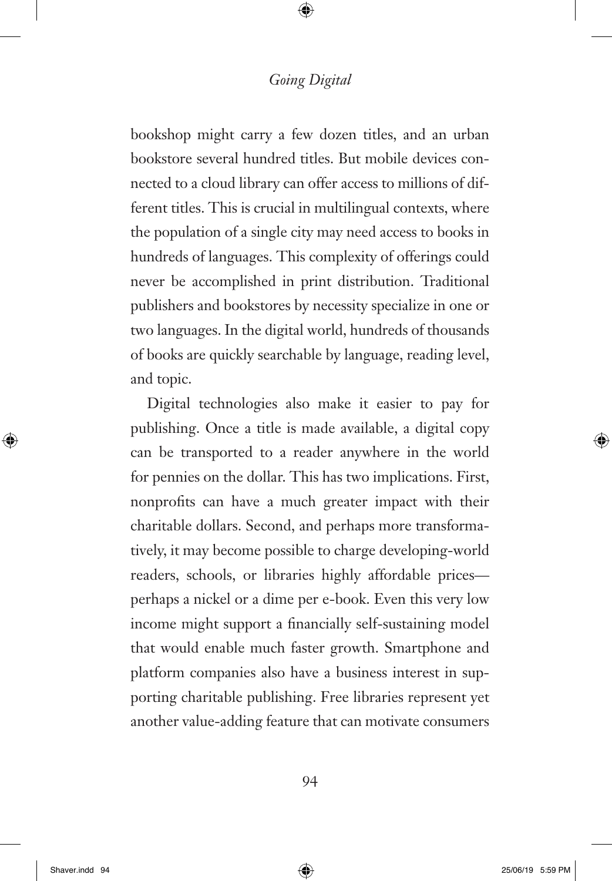bookshop might carry a few dozen titles, and an urban bookstore several hundred titles. But mobile devices connected to a cloud library can offer access to millions of different titles. This is crucial in multilingual contexts, where the population of a single city may need access to books in hundreds of languages. This complexity of offerings could never be accomplished in print distribution. Traditional publishers and bookstores by necessity specialize in one or two languages. In the digital world, hundreds of thousands of books are quickly searchable by language, reading level, and topic.

Digital technologies also make it easier to pay for publishing. Once a title is made available, a digital copy can be transported to a reader anywhere in the world for pennies on the dollar. This has two implications. First, nonprofits can have a much greater impact with their charitable dollars. Second, and perhaps more transformatively, it may become possible to charge developing-world readers, schools, or libraries highly affordable prices—perhaps a nickel or a dime per e-book. Even this very low income might support a financially self-sustaining model that would enable much faster growth. Smartphone and platform companies also have a business interest in supporting charitable publishing. Free libraries represent yet another value-adding feature that can motivate consumers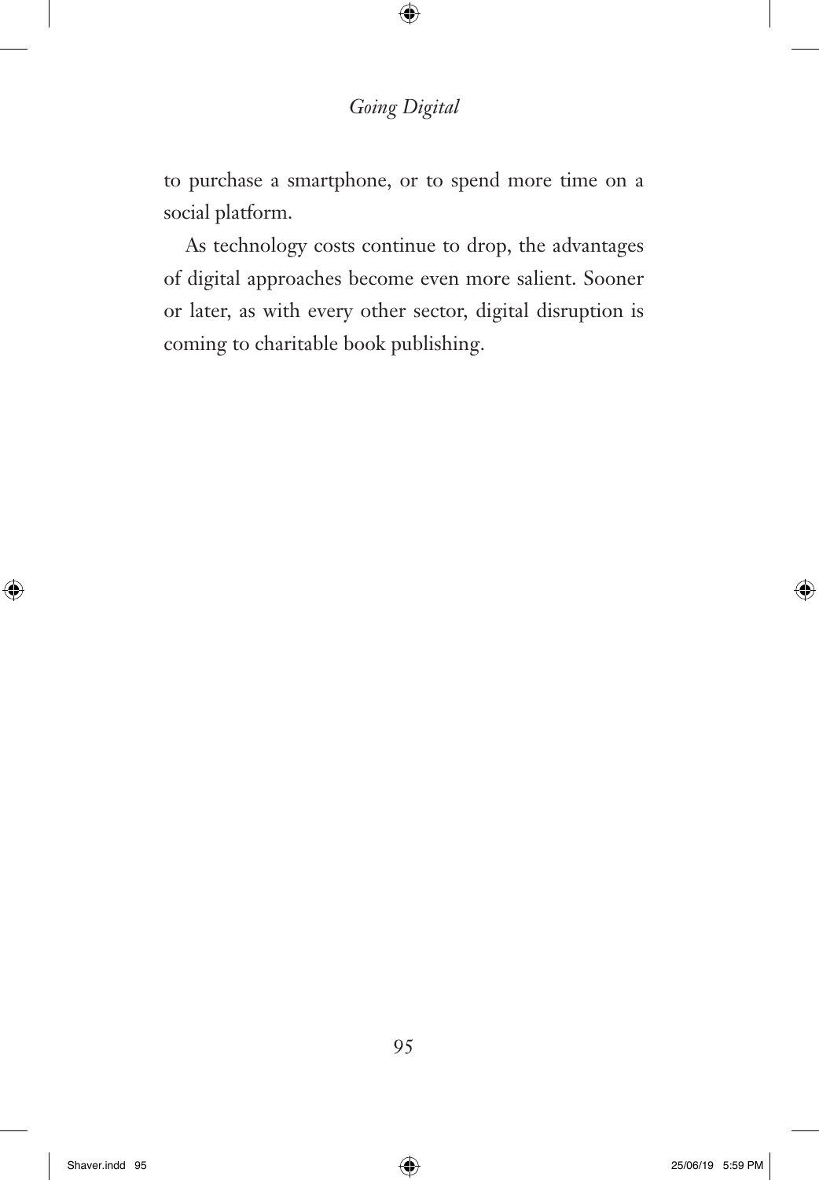to purchase a smartphone, or to spend more time on a social platform.

As technology costs continue to drop, the advantages of digital approaches become even more salient. Sooner or later, as with every other sector, digital disruption is coming to charitable book publishing.